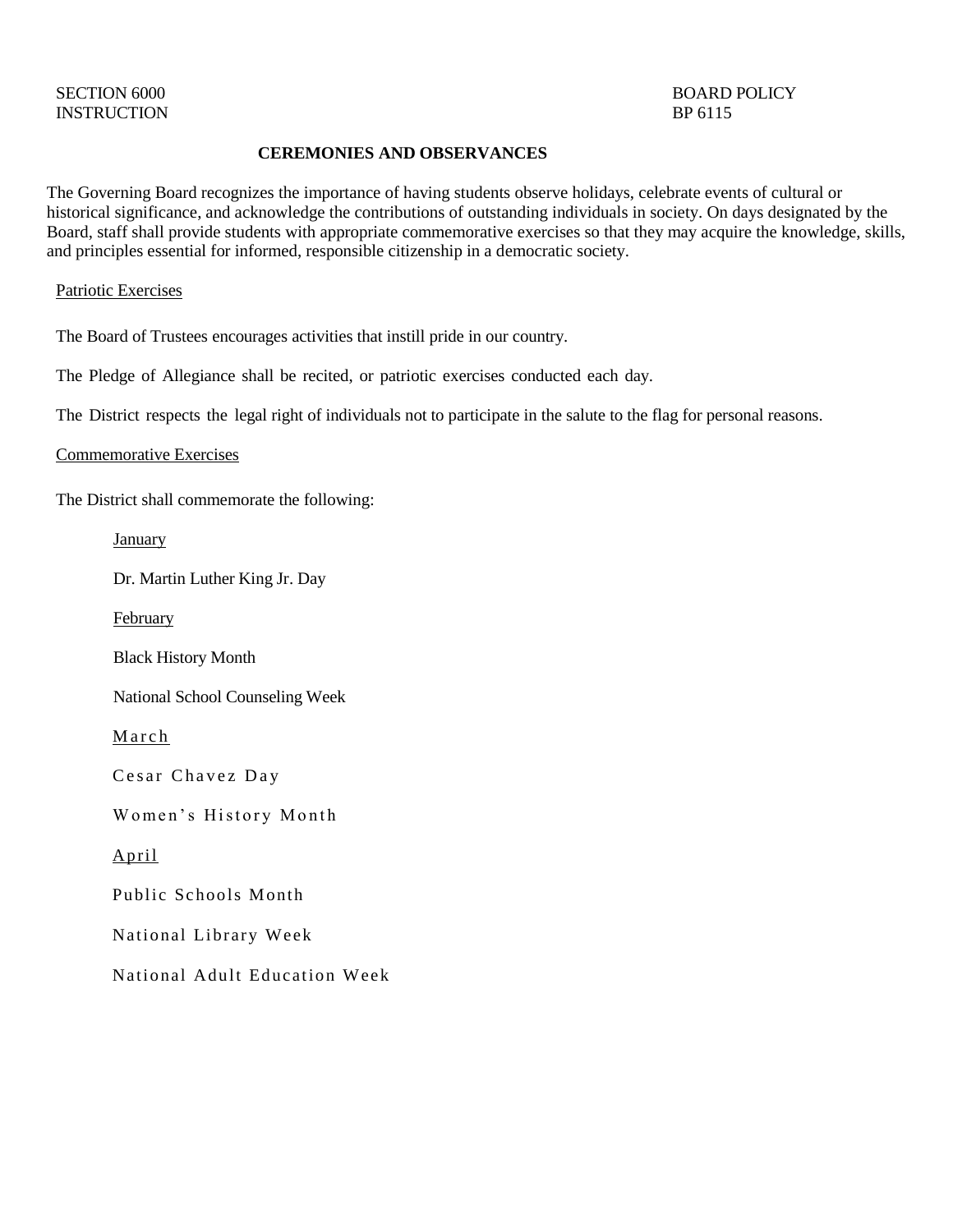SECTION 6000
INSTRUCTION

BOARD POLICY
BP 6115

# CEREMONIES AND OBSERVANCES

The Governing Board recognizes the importance of having students observe holidays, celebrate events of cultural or historical significance, and acknowledge the contributions of outstanding individuals in society. On days designated by the Board, staff shall provide students with appropriate commemorative exercises so that they may acquire the knowledge, skills, and principles essential for informed, responsible citizenship in a democratic society.

## Patriotic Exercises

The Board of Trustees encourages activities that instill pride in our country.

The Pledge of Allegiance shall be recited, or patriotic exercises conducted each day.

The District respects the legal right of individuals not to participate in the salute to the flag for personal reasons.

## Commemorative Exercises

The District shall commemorate the following:

### January

Dr. Martin Luther King Jr. Day

### February

Black History Month

National School Counseling Week

### March

Cesar Chavez Day

Women's History Month

### April

Public Schools Month

National Library Week

National Adult Education Week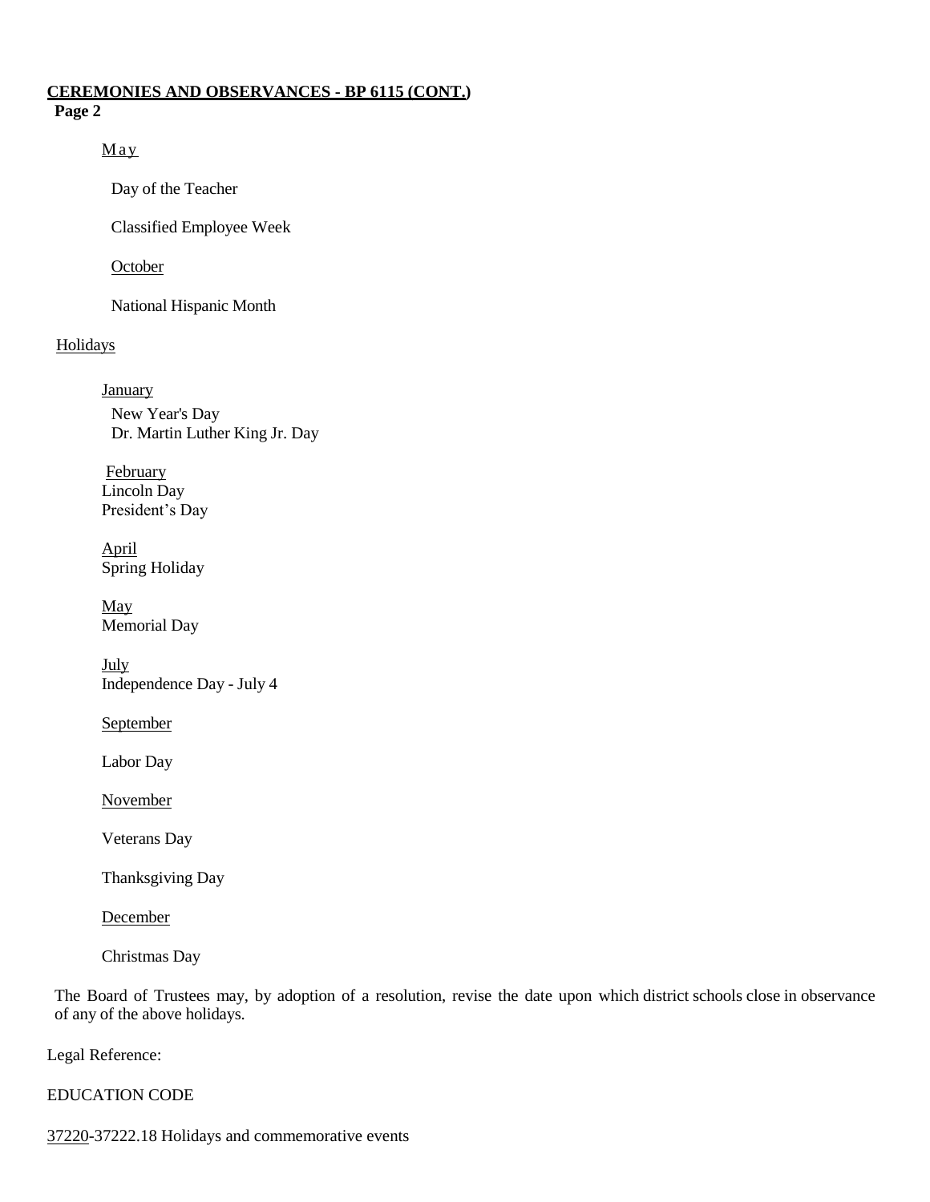**CEREMONIES AND OBSERVANCES - BP 6115 (CONT.)**
**Page 2**

May

Day of the Teacher

Classified Employee Week

October

National Hispanic Month

Holidays

January

New Year's Day
Dr. Martin Luther King Jr. Day

February
Lincoln Day
President's Day

April
Spring Holiday

May
Memorial Day

July
Independence Day - July 4

September

Labor Day

November

Veterans Day

Thanksgiving Day

December

Christmas Day

The Board of Trustees may, by adoption of a resolution, revise the date upon which district schools close in observance of any of the above holidays.

Legal Reference:

EDUCATION CODE

37220-37222.18 Holidays and commemorative events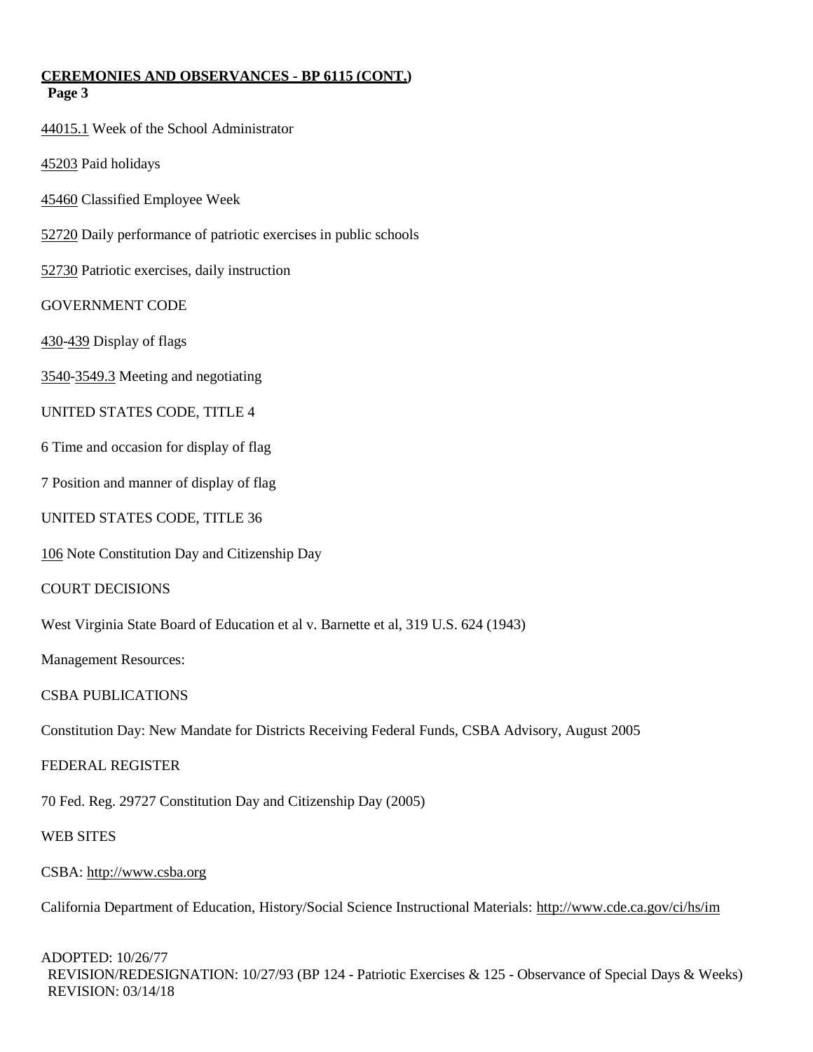**CEREMONIES AND OBSERVANCES - BP 6115 (CONT.)**
**Page 3**

44015.1 Week of the School Administrator

45203 Paid holidays

45460 Classified Employee Week

52720 Daily performance of patriotic exercises in public schools

52730 Patriotic exercises, daily instruction

GOVERNMENT CODE

430-439 Display of flags

3540-3549.3 Meeting and negotiating

UNITED STATES CODE, TITLE 4

6 Time and occasion for display of flag

7 Position and manner of display of flag

UNITED STATES CODE, TITLE 36

106 Note Constitution Day and Citizenship Day

COURT DECISIONS

West Virginia State Board of Education et al v. Barnette et al, 319 U.S. 624 (1943)

Management Resources:

CSBA PUBLICATIONS

Constitution Day: New Mandate for Districts Receiving Federal Funds, CSBA Advisory, August 2005

FEDERAL REGISTER

70 Fed. Reg. 29727 Constitution Day and Citizenship Day (2005)

WEB SITES

CSBA: http://www.csba.org

California Department of Education, History/Social Science Instructional Materials: http://www.cde.ca.gov/ci/hs/im

ADOPTED: 10/26/77
REVISION/REDESIGNATION: 10/27/93 (BP 124 - Patriotic Exercises & 125 - Observance of Special Days & Weeks)
REVISION: 03/14/18